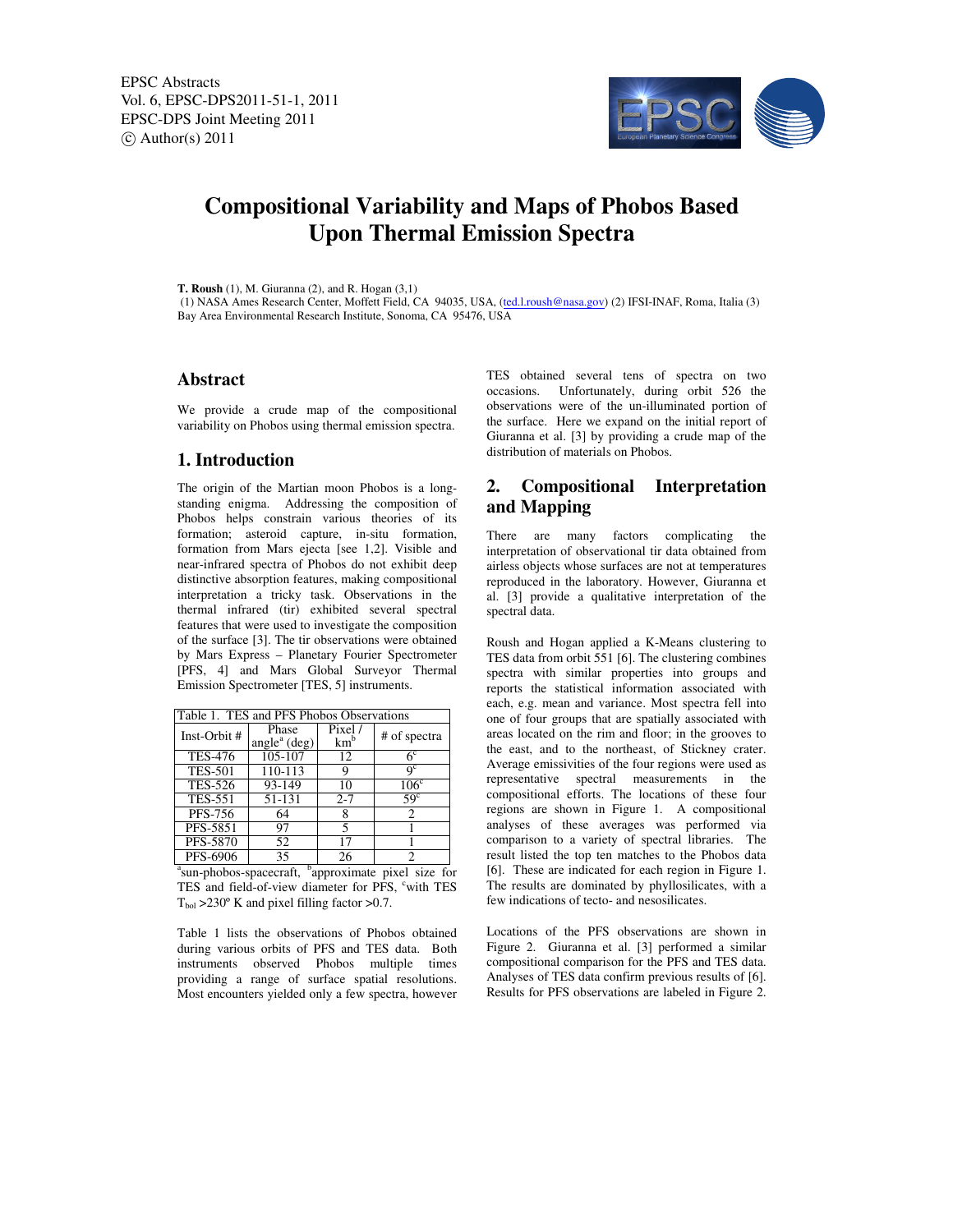# Compositional Variability and Maps of Phobos Based Upon Thermal Emission Spectra

**T. Roush** (1), M. Giuranna (2), and R. Hogan (3,1)

(1) NASA Ames Research Center, Moffett Field, CA 94035, USA, (ted.l.roush@nasa.gov) (2) IFSI-INAF, Roma, Italia (3) Bay Area Environmental Research Institute, Sonoma, CA 95476, USA

## Abstract

We provide a crude map of the compositional variability on Phobos using thermal emission spectra.

## 1. Introduction

The origin of the Martian moon Phobos is a long-standing enigma. Addressing the composition of Phobos helps constrain various theories of its formation; asteroid capture, in-situ formation, formation from Mars ejecta [see 1,2]. Visible and near-infrared spectra of Phobos do not exhibit deep distinctive absorption features, making compositional interpretation a tricky task. Observations in the thermal infrared (tir) exhibited several spectral features that were used to investigate the composition of the surface [3]. The tir observations were obtained by Mars Express – Planetary Fourier Spectrometer [PFS, 4] and Mars Global Surveyor Thermal Emission Spectrometer [TES, 5] instruments.

Table 1. TES and PFS Phobos Observations

| Inst-Orbit # | Phase angle[a] (deg) | Pixel / km[b] | # of spectra |
|---|---|---|---|
| TES-476 | 105-107 | 12 | 6[c] |
| TES-501 | 110-113 | 9 | 9[c] |
| TES-526 | 93-149 | 10 | 106[c] |
| TES-551 | 51-131 | 2-7 | 59[c] |
| PFS-756 | 64 | 8 | 2 |
| PFS-5851 | 97 | 5 | 1 |
| PFS-5870 | 52 | 17 | 1 |
| PFS-6906 | 35 | 26 | 2 |

[a]sun-phobos-spacecraft, [b]approximate pixel size for TES and field-of-view diameter for PFS, [c]with TES $T_{bol}$ >230° K and pixel filling factor >0.7.

Table 1 lists the observations of Phobos obtained during various orbits of PFS and TES data. Both instruments observed Phobos multiple times providing a range of surface spatial resolutions. Most encounters yielded only a few spectra, however TES obtained several tens of spectra on two occasions. Unfortunately, during orbit 526 the observations were of the un-illuminated portion of the surface. Here we expand on the initial report of Giuranna et al. [3] by providing a crude map of the distribution of materials on Phobos.

## 2. Compositional Interpretation and Mapping

There are many factors complicating the interpretation of observational tir data obtained from airless objects whose surfaces are not at temperatures reproduced in the laboratory. However, Giuranna et al. [3] provide a qualitative interpretation of the spectral data.

Roush and Hogan applied a K-Means clustering to TES data from orbit 551 [6]. The clustering combines spectra with similar properties into groups and reports the statistical information associated with each, e.g. mean and variance. Most spectra fell into one of four groups that are spatially associated with areas located on the rim and floor; in the grooves to the east, and to the northeast, of Stickney crater. Average emissivities of the four regions were used as representative spectral measurements in the compositional efforts. The locations of these four regions are shown in Figure 1. A compositional analyses of these averages was performed via comparison to a variety of spectral libraries. The result listed the top ten matches to the Phobos data [6]. These are indicated for each region in Figure 1. The results are dominated by phyllosilicates, with a few indications of tecto- and nesosilicates.

Locations of the PFS observations are shown in Figure 2. Giuranna et al. [3] performed a similar compositional comparison for the PFS and TES data. Analyses of TES data confirm previous results of [6]. Results for PFS observations are labeled in Figure 2.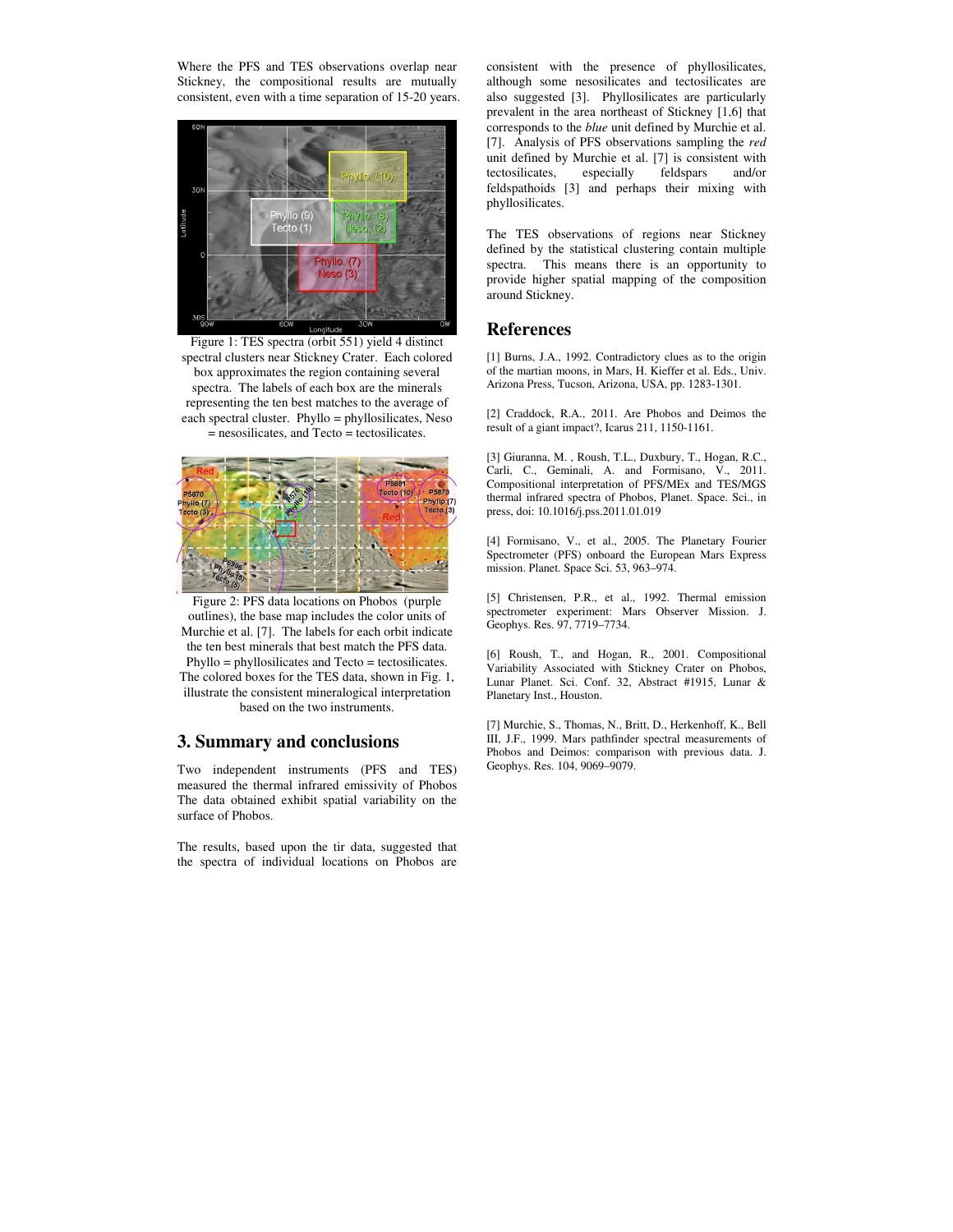Where the PFS and TES observations overlap near Stickney, the compositional results are mutually consistent, even with a time separation of 15-20 years.

60N
30N
0
30S
90W
60W
30W
0W
Latitude
Longitude
Phyllo. (10)
Phyllo (9)
Tecto (1)
Phyllo. (8)
Neso. (2)
Phyllo. (7)
Neso (3)

Figure 1: TES spectra (orbit 551) yield 4 distinct spectral clusters near Stickney Crater. Each colored box approximates the region containing several spectra. The labels of each box are the minerals representing the ten best matches to the average of each spectral cluster. Phyllo = phyllosilicates, Neso = nesosilicates, and Tecto = tectosilicates.

Red
P5870
Phyllo (7)
Tecto (3)
Blue
P576
Phyllo (10)
P5881
Tecto (10)
P5870
Phyllo (7)
Tecto (3)
Red
P6906
Phyllo (5)
Tecto (5)

Figure 2: PFS data locations on Phobos (purple outlines), the base map includes the color units of Murchie et al. [7]. The labels for each orbit indicate the ten best minerals that best match the PFS data. Phyllo = phyllosilicates and Tecto = tectosilicates. The colored boxes for the TES data, shown in Fig. 1, illustrate the consistent mineralogical interpretation based on the two instruments.

## 3. Summary and conclusions

Two independent instruments (PFS and TES) measured the thermal infrared emissivity of Phobos The data obtained exhibit spatial variability on the surface of Phobos.

The results, based upon the tir data, suggested that the spectra of individual locations on Phobos are consistent with the presence of phyllosilicates, although some nesosilicates and tectosilicates are also suggested [3]. Phyllosilicates are particularly prevalent in the area northeast of Stickney [1,6] that corresponds to the *blue* unit defined by Murchie et al. [7]. Analysis of PFS observations sampling the *red* unit defined by Murchie et al. [7] is consistent with tectosilicates, especially feldspars and/or feldspathoids [3] and perhaps their mixing with phyllosilicates.

The TES observations of regions near Stickney defined by the statistical clustering contain multiple spectra. This means there is an opportunity to provide higher spatial mapping of the composition around Stickney.

## References

[1] Burns, J.A., 1992. Contradictory clues as to the origin of the martian moons, in Mars, H. Kieffer et al. Eds., Univ. Arizona Press, Tucson, Arizona, USA, pp. 1283-1301.

[2] Craddock, R.A., 2011. Are Phobos and Deimos the result of a giant impact?, Icarus 211, 1150-1161.

[3] Giuranna, M. , Roush, T.L., Duxbury, T., Hogan, R.C., Carli, C., Geminali, A. and Formisano, V., 2011. Compositional interpretation of PFS/MEx and TES/MGS thermal infrared spectra of Phobos, Planet. Space. Sci., in press, doi: 10.1016/j.pss.2011.01.019

[4] Formisano, V., et al., 2005. The Planetary Fourier Spectrometer (PFS) onboard the European Mars Express mission. Planet. Space Sci. 53, 963–974.

[5] Christensen, P.R., et al., 1992. Thermal emission spectrometer experiment: Mars Observer Mission. J. Geophys. Res. 97, 7719–7734.

[6] Roush, T., and Hogan, R., 2001. Compositional Variability Associated with Stickney Crater on Phobos, Lunar Planet. Sci. Conf. 32, Abstract #1915, Lunar & Planetary Inst., Houston.

[7] Murchie, S., Thomas, N., Britt, D., Herkenhoff, K., Bell III, J.F., 1999. Mars pathfinder spectral measurements of Phobos and Deimos: comparison with previous data. J. Geophys. Res. 104, 9069–9079.